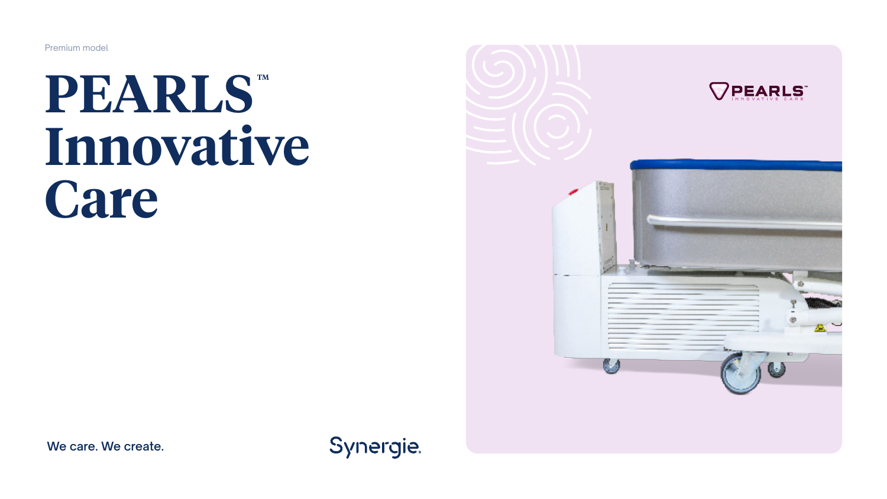Premium model

# PEARLS™ Innovative Care

We care. We create.

Synergie.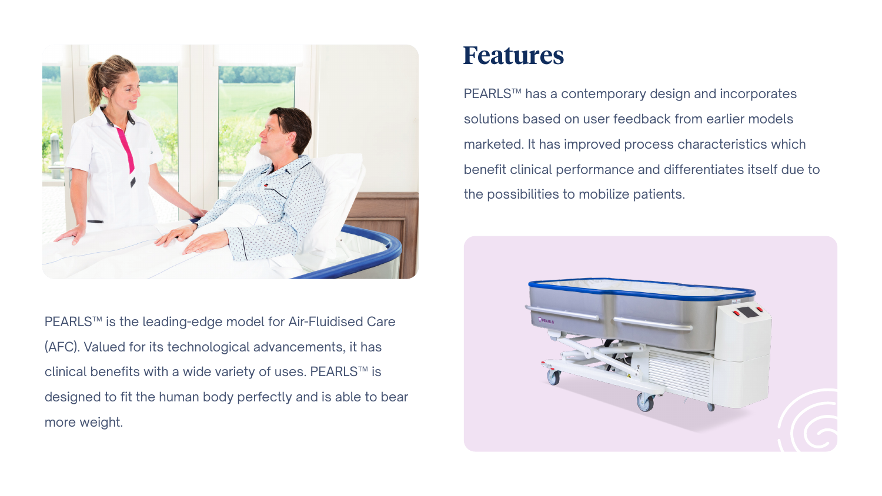# Features

PEARLS™ has a contemporary design and incorporates solutions based on user feedback from earlier models marketed. It has improved process characteristics which benefit clinical performance and differentiates itself due to the possibilities to mobilize patients.

PEARLS™ is the leading-edge model for Air-Fluidised Care (AFC). Valued for its technological advancements, it has clinical benefits with a wide variety of uses. PEARLS™ is designed to fit the human body perfectly and is able to bear more weight.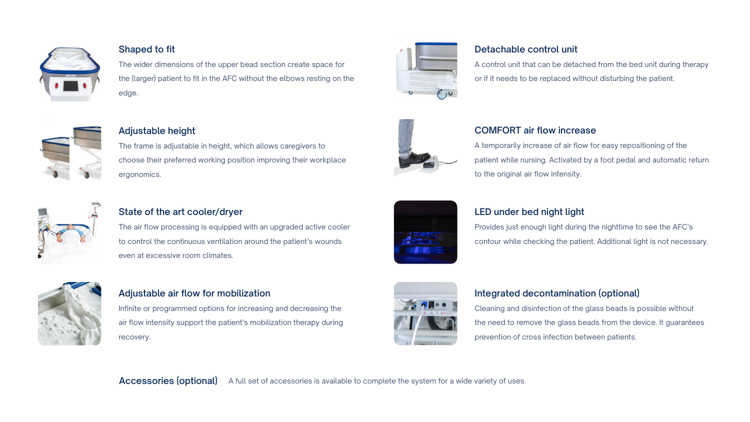### Shaped to fit

The wider dimensions of the upper bead section create space for the (larger) patient to fit in the AFC without the elbows resting on the edge.

### Adjustable height

The frame is adjustable in height, which allows caregivers to choose their preferred working position improving their workplace ergonomics.

### State of the art cooler/dryer

The air flow processing is equipped with an upgraded active cooler to control the continuous ventilation around the patient's wounds even at excessive room climates.

### Adjustable air flow for mobilization

Infinite or programmed options for increasing and decreasing the air flow intensity support the patient's mobilization therapy during recovery.

### Detachable control unit

A control unit that can be detached from the bed unit during therapy or if it needs to be replaced without disturbing the patient.

### COMFORT air flow increase

A temporarily increase of air flow for easy repositioning of the patient while nursing. Activated by a foot pedal and automatic return to the original air flow intensity.

### LED under bed night light

Provides just enough light during the nighttime to see the AFC's contour while checking the patient. Additional light is not necessary.

### Integrated decontamination (optional)

Cleaning and disinfection of the glass beads is possible without the need to remove the glass beads from the device. It guarantees prevention of cross infection between patients.

### Accessories (optional)

A full set of accessories is available to complete the system for a wide variety of uses.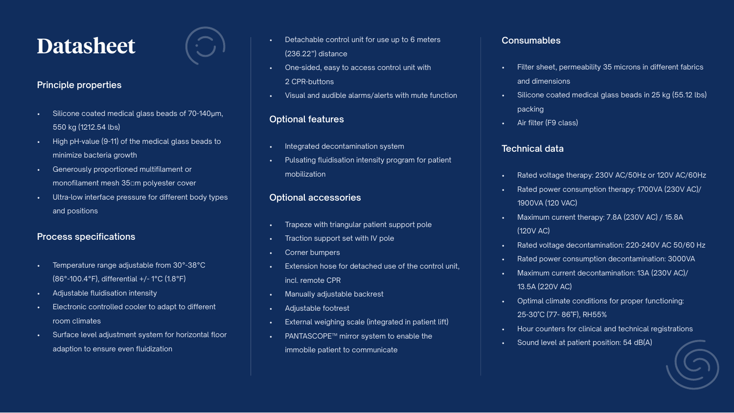# Datasheet

## Principle properties

- Silicone coated medical glass beads of 70-140µm, 550 kg (1212.54 lbs)
- High pH-value (9-11) of the medical glass beads to minimize bacteria growth
- Generously proportioned multifilament or monofilament mesh 35□m polyester cover
- Ultra-low interface pressure for different body types and positions

## Process specifications

- Temperature range adjustable from 30°-38°C (86°-100.4°F), differential +/- 1°C (1.8°F)
- Adjustable fluidisation intensity
- Electronic controlled cooler to adapt to different room climates
- Surface level adjustment system for horizontal floor adaption to ensure even fluidization
- Detachable control unit for use up to 6 meters (236.22") distance
- One-sided, easy to access control unit with 2 CPR-buttons
- Visual and audible alarms/alerts with mute function

## Optional features

- Integrated decontamination system
- Pulsating fluidisation intensity program for patient mobilization

## Optional accessories

- Trapeze with triangular patient support pole
- Traction support set with IV pole
- Corner bumpers
- Extension hose for detached use of the control unit, incl. remote CPR
- Manually adjustable backrest
- Adjustable footrest
- External weighing scale (integrated in patient lift)
- PANTASCOPE™ mirror system to enable the immobile patient to communicate

## Consumables

- Filter sheet, permeability 35 microns in different fabrics and dimensions
- Silicone coated medical glass beads in 25 kg (55.12 lbs) packing
- Air filter (F9 class)

## Technical data

- Rated voltage therapy: 230V AC/50Hz or 120V AC/60Hz
- Rated power consumption therapy: 1700VA (230V AC)/ 1900VA (120 VAC)
- Maximum current therapy: 7.8A (230V AC) / 15.8A (120V AC)
- Rated voltage decontamination: 220-240V AC 50/60 Hz
- Rated power consumption decontamination: 3000VA
- Maximum current decontamination: 13A (230V AC)/ 13.5A (220V AC)
- Optimal climate conditions for proper functioning: 25-30°C (77- 86°F), RH55%
- Hour counters for clinical and technical registrations
- Sound level at patient position: 54 dB(A)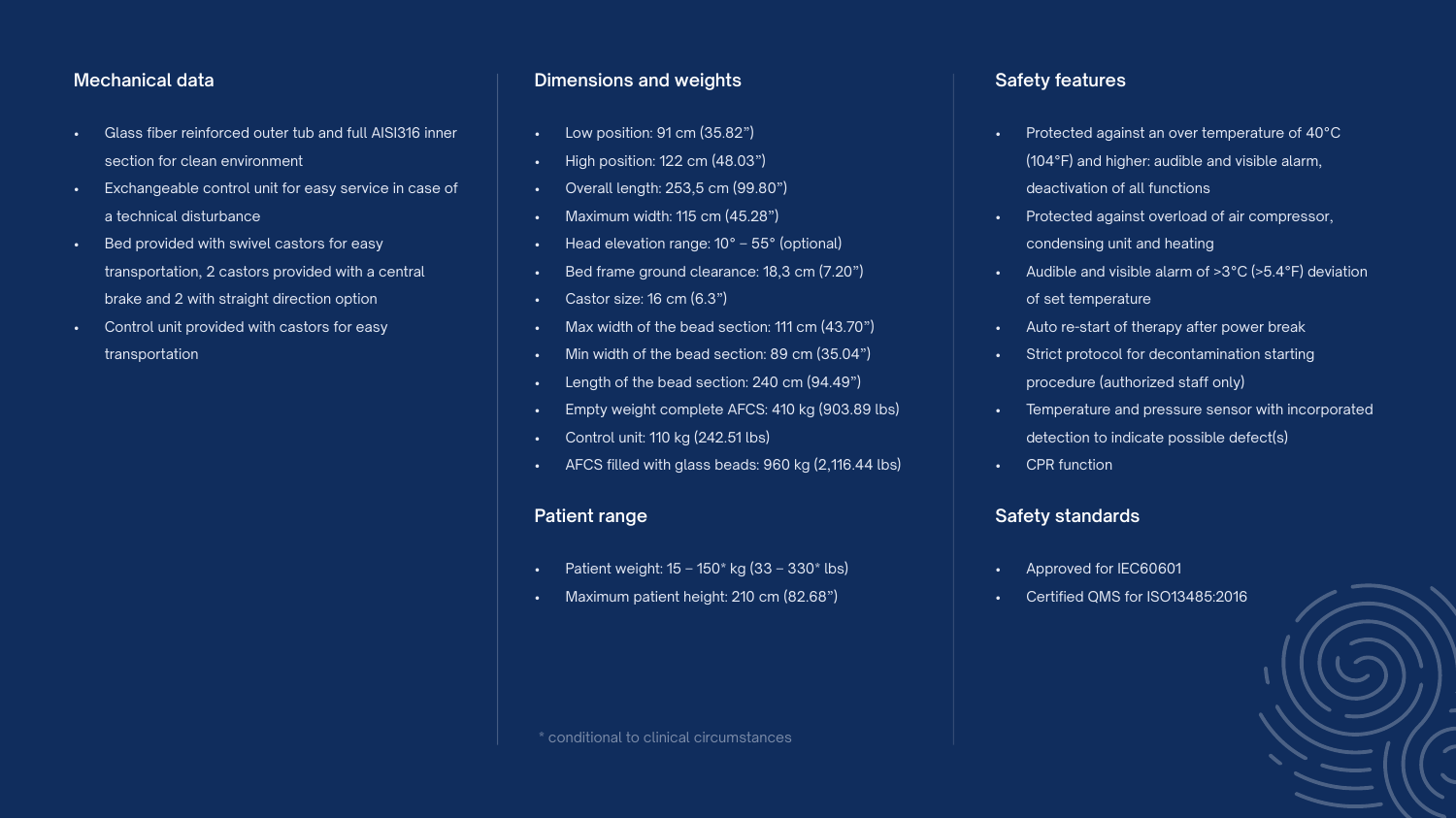## Mechanical data

- Glass fiber reinforced outer tub and full AISI316 inner section for clean environment
- Exchangeable control unit for easy service in case of a technical disturbance
- Bed provided with swivel castors for easy transportation, 2 castors provided with a central brake and 2 with straight direction option
- Control unit provided with castors for easy transportation

## Dimensions and weights

- Low position: 91 cm (35.82”)
- High position: 122 cm (48.03”)
- Overall length: 253,5 cm (99.80”)
- Maximum width: 115 cm (45.28”)
- Head elevation range: 10° – 55° (optional)
- Bed frame ground clearance: 18,3 cm (7.20”)
- Castor size: 16 cm (6.3”)
- Max width of the bead section: 111 cm (43.70”)
- Min width of the bead section: 89 cm (35.04”)
- Length of the bead section: 240 cm (94.49”)
- Empty weight complete AFCS: 410 kg (903.89 lbs)
- Control unit: 110 kg (242.51 lbs)
- AFCS filled with glass beads: 960 kg (2,116.44 lbs)

## Patient range

- Patient weight: 15 – 150* kg (33 – 330* lbs)
- Maximum patient height: 210 cm (82.68”)

* conditional to clinical circumstances

## Safety features

- Protected against an over temperature of 40°C (104°F) and higher: audible and visible alarm, deactivation of all functions
- Protected against overload of air compressor, condensing unit and heating
- Audible and visible alarm of >3°C (>5.4°F) deviation of set temperature
- Auto re-start of therapy after power break
- Strict protocol for decontamination starting procedure (authorized staff only)
- Temperature and pressure sensor with incorporated detection to indicate possible defect(s)
- CPR function

## Safety standards

- Approved for IEC60601
- Certified QMS for ISO13485:2016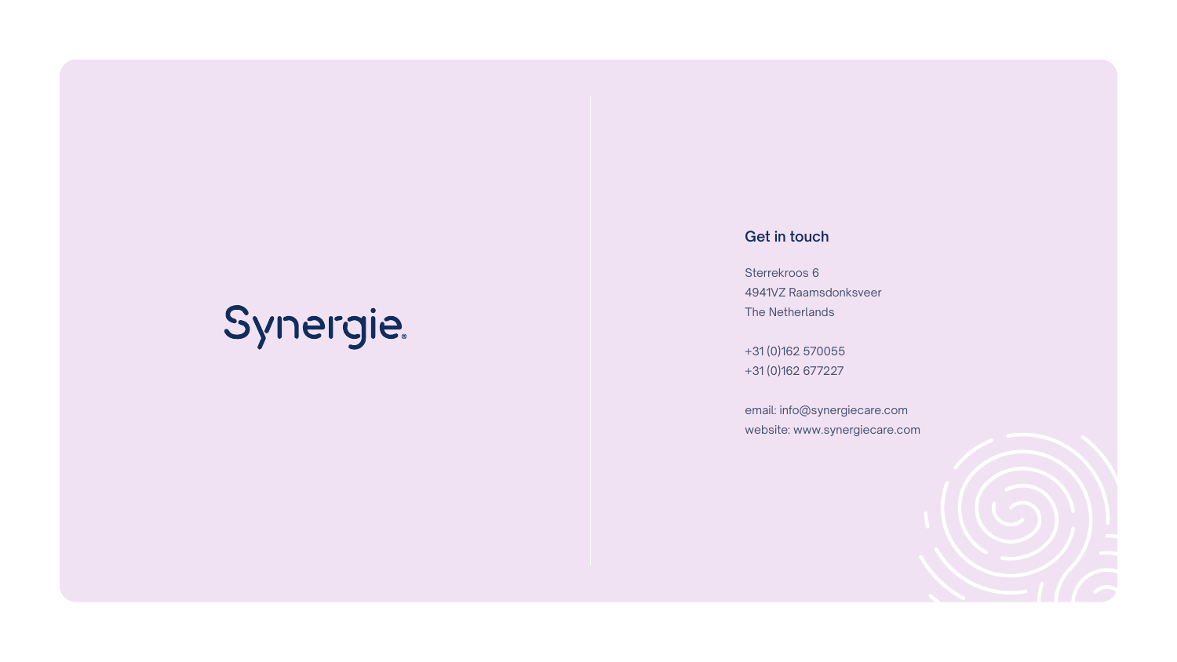Synergie®

## Get in touch

Sterrekroos 6
4941VZ Raamsdonksveer
The Netherlands

+31 (0)162 570055
+31 (0)162 677227

email: info@synergiecare.com
website: www.synergiecare.com